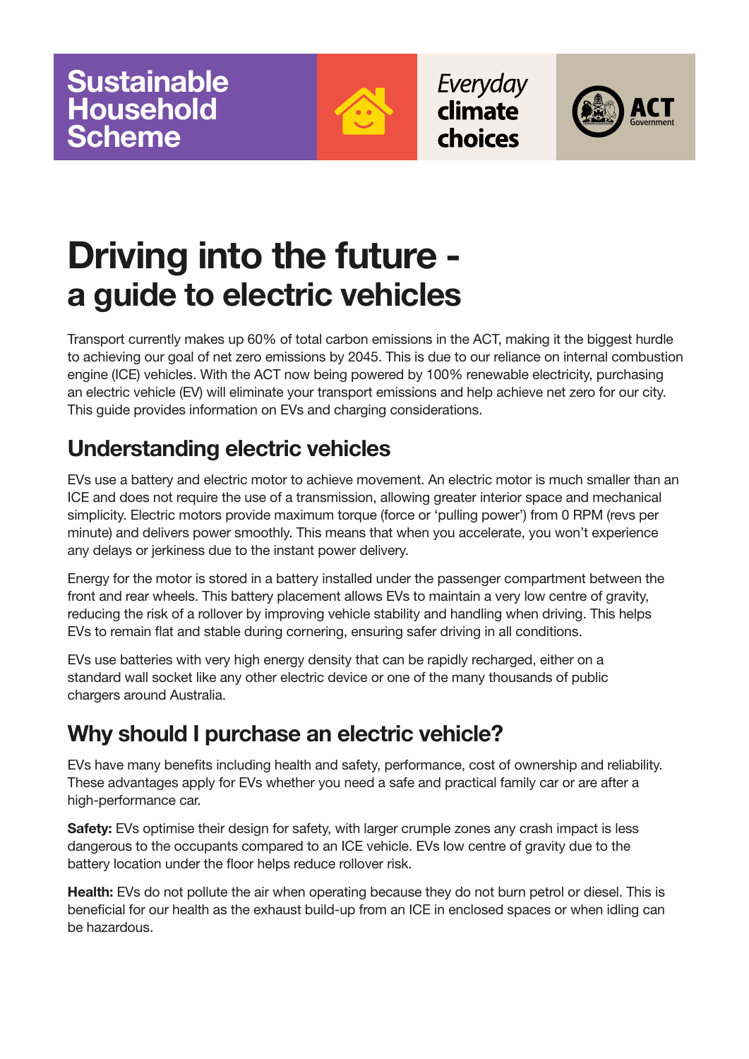Sustainable Household Scheme

*Everyday* climate choices

ACT Government

# Driving into the future - a guide to electric vehicles

Transport currently makes up 60% of total carbon emissions in the ACT, making it the biggest hurdle to achieving our goal of net zero emissions by 2045. This is due to our reliance on internal combustion engine (ICE) vehicles. With the ACT now being powered by 100% renewable electricity, purchasing an electric vehicle (EV) will eliminate your transport emissions and help achieve net zero for our city. This guide provides information on EVs and charging considerations.

## Understanding electric vehicles

EVs use a battery and electric motor to achieve movement. An electric motor is much smaller than an ICE and does not require the use of a transmission, allowing greater interior space and mechanical simplicity. Electric motors provide maximum torque (force or 'pulling power') from 0 RPM (revs per minute) and delivers power smoothly. This means that when you accelerate, you won't experience any delays or jerkiness due to the instant power delivery.

Energy for the motor is stored in a battery installed under the passenger compartment between the front and rear wheels. This battery placement allows EVs to maintain a very low centre of gravity, reducing the risk of a rollover by improving vehicle stability and handling when driving. This helps EVs to remain flat and stable during cornering, ensuring safer driving in all conditions.

EVs use batteries with very high energy density that can be rapidly recharged, either on a standard wall socket like any other electric device or one of the many thousands of public chargers around Australia.

## Why should I purchase an electric vehicle?

EVs have many benefits including health and safety, performance, cost of ownership and reliability. These advantages apply for EVs whether you need a safe and practical family car or are after a high-performance car.

**Safety:** EVs optimise their design for safety, with larger crumple zones any crash impact is less dangerous to the occupants compared to an ICE vehicle. EVs low centre of gravity due to the battery location under the floor helps reduce rollover risk.

**Health:** EVs do not pollute the air when operating because they do not burn petrol or diesel. This is beneficial for our health as the exhaust build-up from an ICE in enclosed spaces or when idling can be hazardous.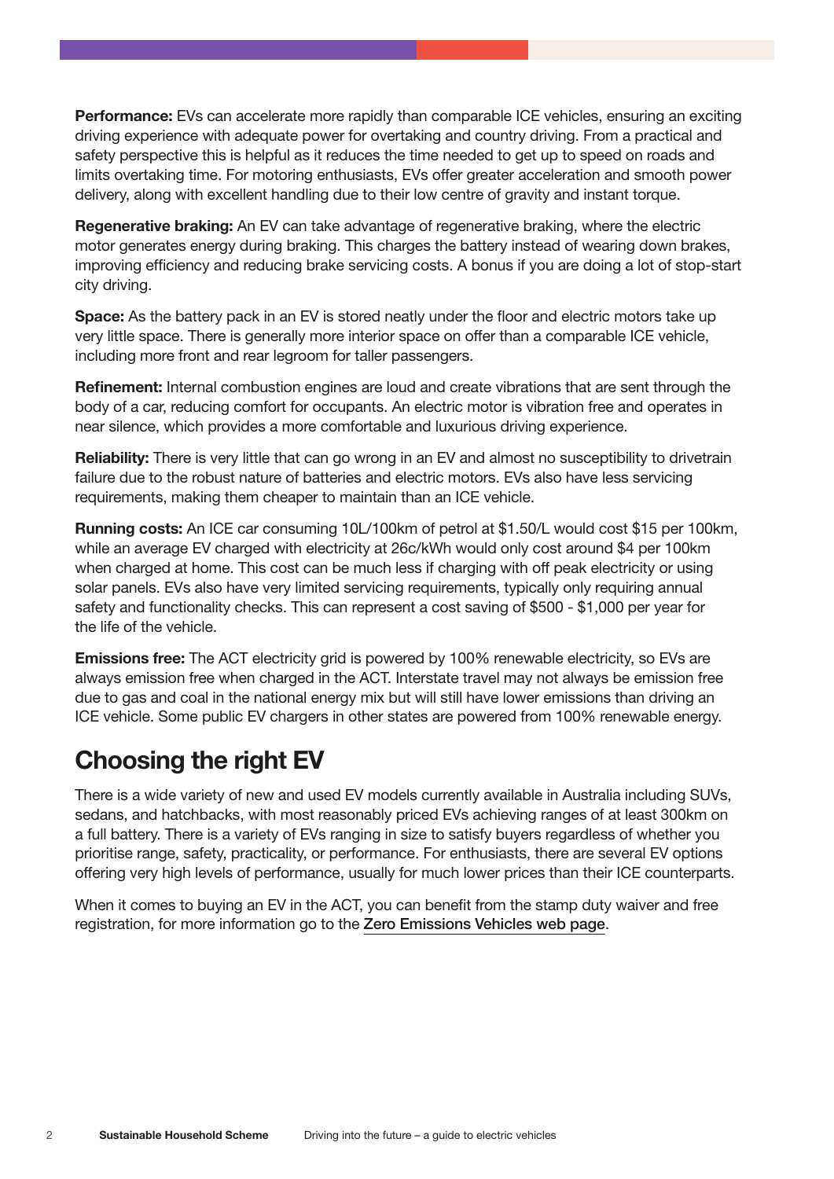**Performance:** EVs can accelerate more rapidly than comparable ICE vehicles, ensuring an exciting driving experience with adequate power for overtaking and country driving. From a practical and safety perspective this is helpful as it reduces the time needed to get up to speed on roads and limits overtaking time. For motoring enthusiasts, EVs offer greater acceleration and smooth power delivery, along with excellent handling due to their low centre of gravity and instant torque.

**Regenerative braking:** An EV can take advantage of regenerative braking, where the electric motor generates energy during braking. This charges the battery instead of wearing down brakes, improving efficiency and reducing brake servicing costs. A bonus if you are doing a lot of stop-start city driving.

**Space:** As the battery pack in an EV is stored neatly under the floor and electric motors take up very little space. There is generally more interior space on offer than a comparable ICE vehicle, including more front and rear legroom for taller passengers.

**Refinement:** Internal combustion engines are loud and create vibrations that are sent through the body of a car, reducing comfort for occupants. An electric motor is vibration free and operates in near silence, which provides a more comfortable and luxurious driving experience.

**Reliability:** There is very little that can go wrong in an EV and almost no susceptibility to drivetrain failure due to the robust nature of batteries and electric motors. EVs also have less servicing requirements, making them cheaper to maintain than an ICE vehicle.

**Running costs:** An ICE car consuming 10L/100km of petrol at $1.50/L would cost $15 per 100km, while an average EV charged with electricity at 26c/kWh would only cost around $4 per 100km when charged at home. This cost can be much less if charging with off peak electricity or using solar panels. EVs also have very limited servicing requirements, typically only requiring annual safety and functionality checks. This can represent a cost saving of $500 - $1,000 per year for the life of the vehicle.

**Emissions free:** The ACT electricity grid is powered by 100% renewable electricity, so EVs are always emission free when charged in the ACT. Interstate travel may not always be emission free due to gas and coal in the national energy mix but will still have lower emissions than driving an ICE vehicle. Some public EV chargers in other states are powered from 100% renewable energy.

## Choosing the right EV

There is a wide variety of new and used EV models currently available in Australia including SUVs, sedans, and hatchbacks, with most reasonably priced EVs achieving ranges of at least 300km on a full battery. There is a variety of EVs ranging in size to satisfy buyers regardless of whether you prioritise range, safety, practicality, or performance. For enthusiasts, there are several EV options offering very high levels of performance, usually for much lower prices than their ICE counterparts.

When it comes to buying an EV in the ACT, you can benefit from the stamp duty waiver and free registration, for more information go to the Zero Emissions Vehicles web page.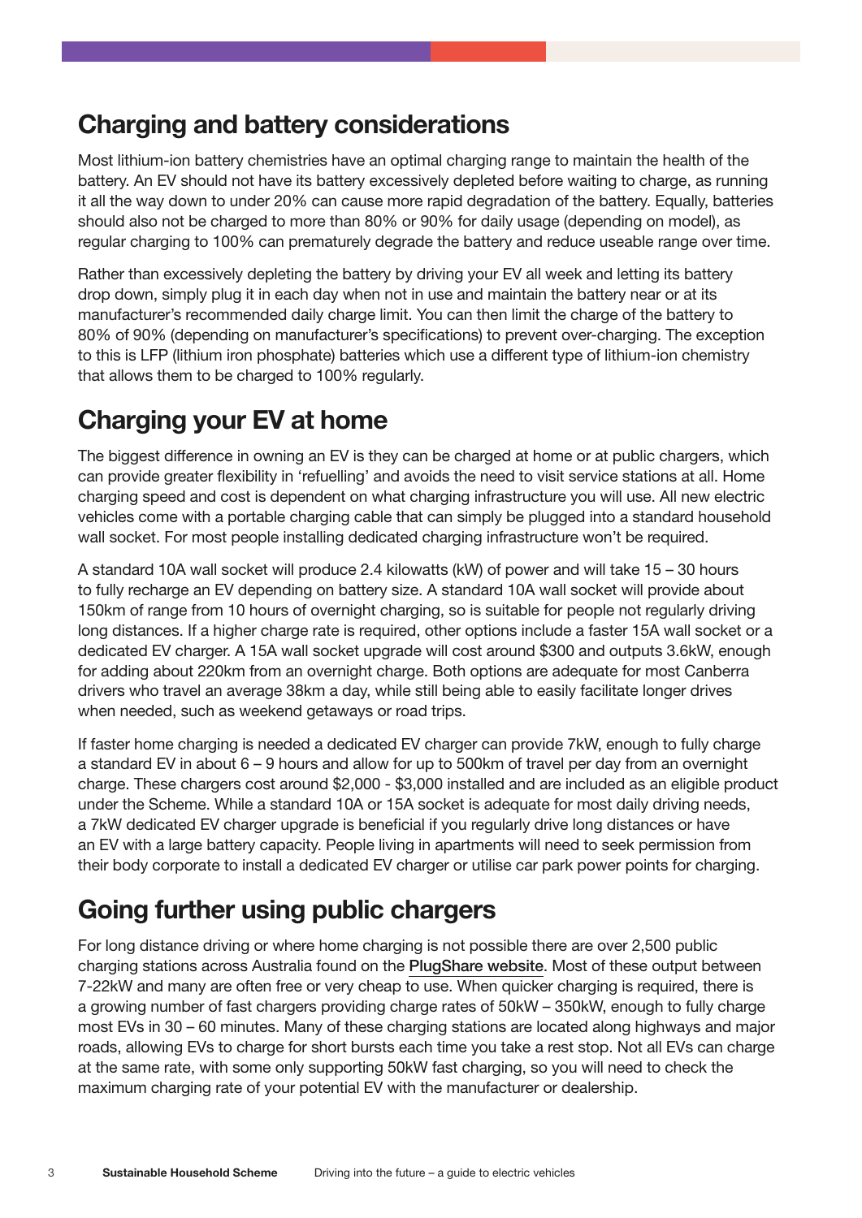## Charging and battery considerations

Most lithium-ion battery chemistries have an optimal charging range to maintain the health of the battery. An EV should not have its battery excessively depleted before waiting to charge, as running it all the way down to under 20% can cause more rapid degradation of the battery. Equally, batteries should also not be charged to more than 80% or 90% for daily usage (depending on model), as regular charging to 100% can prematurely degrade the battery and reduce useable range over time.

Rather than excessively depleting the battery by driving your EV all week and letting its battery drop down, simply plug it in each day when not in use and maintain the battery near or at its manufacturer's recommended daily charge limit. You can then limit the charge of the battery to 80% of 90% (depending on manufacturer's specifications) to prevent over-charging. The exception to this is LFP (lithium iron phosphate) batteries which use a different type of lithium-ion chemistry that allows them to be charged to 100% regularly.

## Charging your EV at home

The biggest difference in owning an EV is they can be charged at home or at public chargers, which can provide greater flexibility in 'refuelling' and avoids the need to visit service stations at all. Home charging speed and cost is dependent on what charging infrastructure you will use. All new electric vehicles come with a portable charging cable that can simply be plugged into a standard household wall socket. For most people installing dedicated charging infrastructure won't be required.

A standard 10A wall socket will produce 2.4 kilowatts (kW) of power and will take 15 – 30 hours to fully recharge an EV depending on battery size. A standard 10A wall socket will provide about 150km of range from 10 hours of overnight charging, so is suitable for people not regularly driving long distances. If a higher charge rate is required, other options include a faster 15A wall socket or a dedicated EV charger. A 15A wall socket upgrade will cost around $300 and outputs 3.6kW, enough for adding about 220km from an overnight charge. Both options are adequate for most Canberra drivers who travel an average 38km a day, while still being able to easily facilitate longer drives when needed, such as weekend getaways or road trips.

If faster home charging is needed a dedicated EV charger can provide 7kW, enough to fully charge a standard EV in about 6 – 9 hours and allow for up to 500km of travel per day from an overnight charge. These chargers cost around $2,000 - $3,000 installed and are included as an eligible product under the Scheme. While a standard 10A or 15A socket is adequate for most daily driving needs, a 7kW dedicated EV charger upgrade is beneficial if you regularly drive long distances or have an EV with a large battery capacity. People living in apartments will need to seek permission from their body corporate to install a dedicated EV charger or utilise car park power points for charging.

## Going further using public chargers

For long distance driving or where home charging is not possible there are over 2,500 public charging stations across Australia found on the PlugShare website. Most of these output between 7-22kW and many are often free or very cheap to use. When quicker charging is required, there is a growing number of fast chargers providing charge rates of 50kW – 350kW, enough to fully charge most EVs in 30 – 60 minutes. Many of these charging stations are located along highways and major roads, allowing EVs to charge for short bursts each time you take a rest stop. Not all EVs can charge at the same rate, with some only supporting 50kW fast charging, so you will need to check the maximum charging rate of your potential EV with the manufacturer or dealership.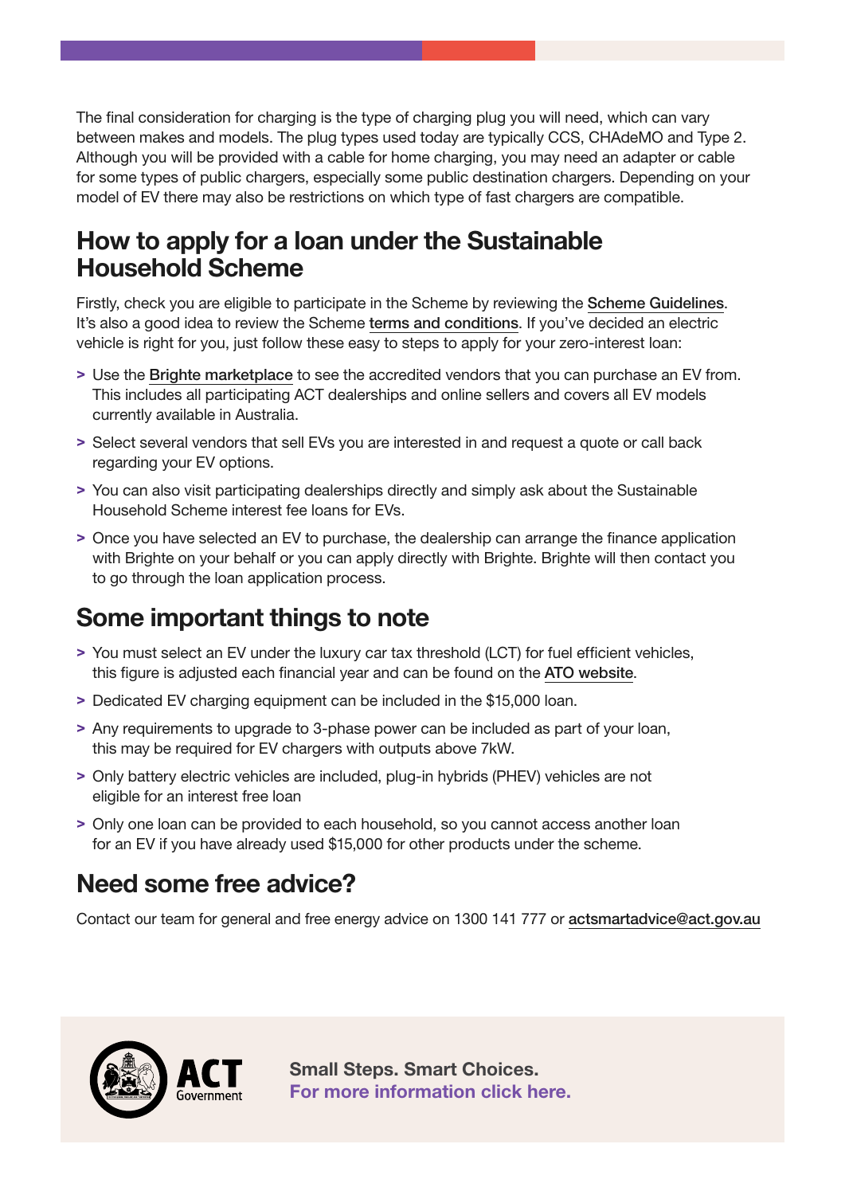The final consideration for charging is the type of charging plug you will need, which can vary between makes and models. The plug types used today are typically CCS, CHAdeMO and Type 2. Although you will be provided with a cable for home charging, you may need an adapter or cable for some types of public chargers, especially some public destination chargers. Depending on your model of EV there may also be restrictions on which type of fast chargers are compatible.

## How to apply for a loan under the Sustainable Household Scheme

Firstly, check you are eligible to participate in the Scheme by reviewing the Scheme Guidelines. It's also a good idea to review the Scheme terms and conditions. If you've decided an electric vehicle is right for you, just follow these easy to steps to apply for your zero-interest loan:

- Use the Brighte marketplace to see the accredited vendors that you can purchase an EV from. This includes all participating ACT dealerships and online sellers and covers all EV models currently available in Australia.
- Select several vendors that sell EVs you are interested in and request a quote or call back regarding your EV options.
- You can also visit participating dealerships directly and simply ask about the Sustainable Household Scheme interest fee loans for EVs.
- Once you have selected an EV to purchase, the dealership can arrange the finance application with Brighte on your behalf or you can apply directly with Brighte. Brighte will then contact you to go through the loan application process.

## Some important things to note

- You must select an EV under the luxury car tax threshold (LCT) for fuel efficient vehicles, this figure is adjusted each financial year and can be found on the ATO website.
- Dedicated EV charging equipment can be included in the $15,000 loan.
- Any requirements to upgrade to 3-phase power can be included as part of your loan, this may be required for EV chargers with outputs above 7kW.
- Only battery electric vehicles are included, plug-in hybrids (PHEV) vehicles are not eligible for an interest free loan
- Only one loan can be provided to each household, so you cannot access another loan for an EV if you have already used $15,000 for other products under the scheme.

## Need some free advice?

Contact our team for general and free energy advice on 1300 141 777 or actsmartadvice@act.gov.au

ACT Government

**Small Steps. Smart Choices.**
**For more information click here.**